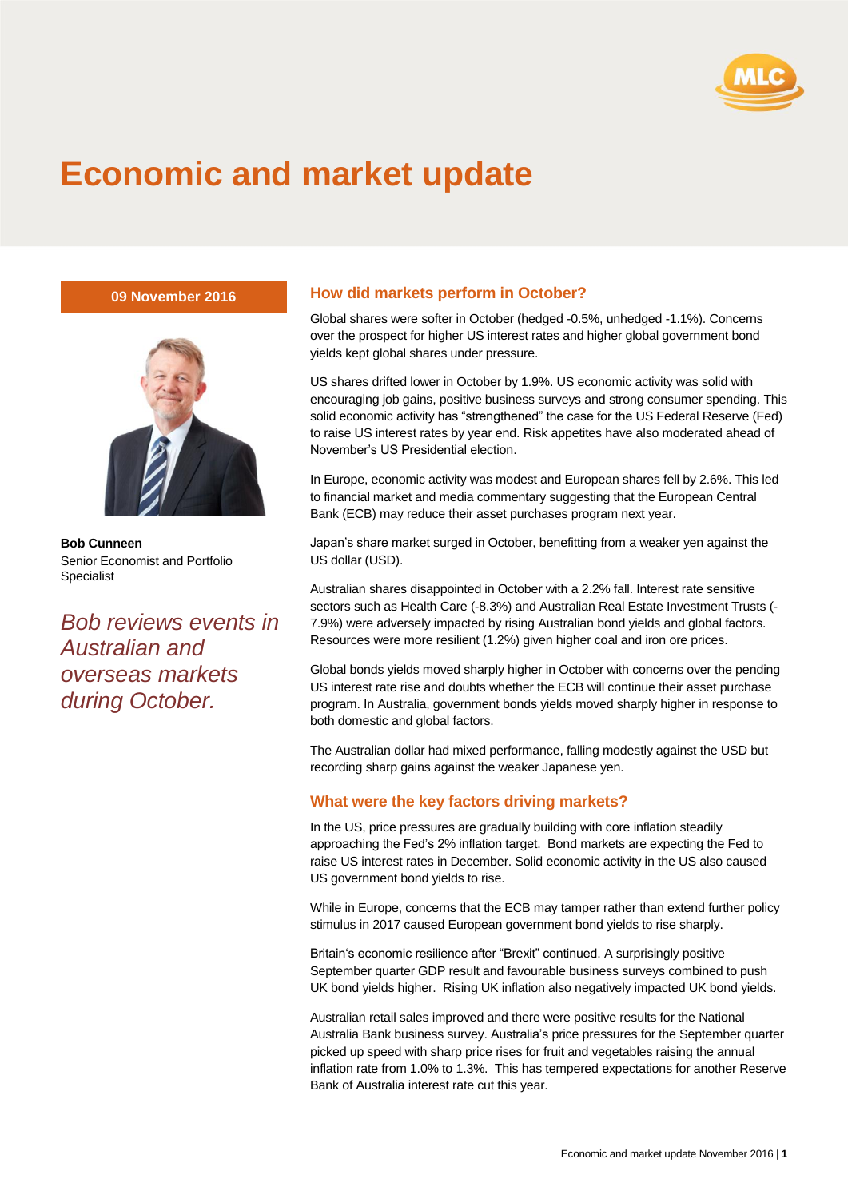# Economic and market update

**09 November 2016**

**Bob Cunneen**
Senior Economist and Portfolio Specialist

*Bob reviews events in Australian and overseas markets during October.*

## How did markets perform in October?

Global shares were softer in October (hedged -0.5%, unhedged -1.1%). Concerns over the prospect for higher US interest rates and higher global government bond yields kept global shares under pressure.

US shares drifted lower in October by 1.9%. US economic activity was solid with encouraging job gains, positive business surveys and strong consumer spending. This solid economic activity has "strengthened" the case for the US Federal Reserve (Fed) to raise US interest rates by year end. Risk appetites have also moderated ahead of November's US Presidential election.

In Europe, economic activity was modest and European shares fell by 2.6%. This led to financial market and media commentary suggesting that the European Central Bank (ECB) may reduce their asset purchases program next year.

Japan's share market surged in October, benefitting from a weaker yen against the US dollar (USD).

Australian shares disappointed in October with a 2.2% fall. Interest rate sensitive sectors such as Health Care (-8.3%) and Australian Real Estate Investment Trusts (-7.9%) were adversely impacted by rising Australian bond yields and global factors. Resources were more resilient (1.2%) given higher coal and iron ore prices.

Global bonds yields moved sharply higher in October with concerns over the pending US interest rate rise and doubts whether the ECB will continue their asset purchase program. In Australia, government bonds yields moved sharply higher in response to both domestic and global factors.

The Australian dollar had mixed performance, falling modestly against the USD but recording sharp gains against the weaker Japanese yen.

## What were the key factors driving markets?

In the US, price pressures are gradually building with core inflation steadily approaching the Fed's 2% inflation target. Bond markets are expecting the Fed to raise US interest rates in December. Solid economic activity in the US also caused US government bond yields to rise.

While in Europe, concerns that the ECB may tamper rather than extend further policy stimulus in 2017 caused European government bond yields to rise sharply.

Britain's economic resilience after "Brexit" continued. A surprisingly positive September quarter GDP result and favourable business surveys combined to push UK bond yields higher. Rising UK inflation also negatively impacted UK bond yields.

Australian retail sales improved and there were positive results for the National Australia Bank business survey. Australia's price pressures for the September quarter picked up speed with sharp price rises for fruit and vegetables raising the annual inflation rate from 1.0% to 1.3%. This has tempered expectations for another Reserve Bank of Australia interest rate cut this year.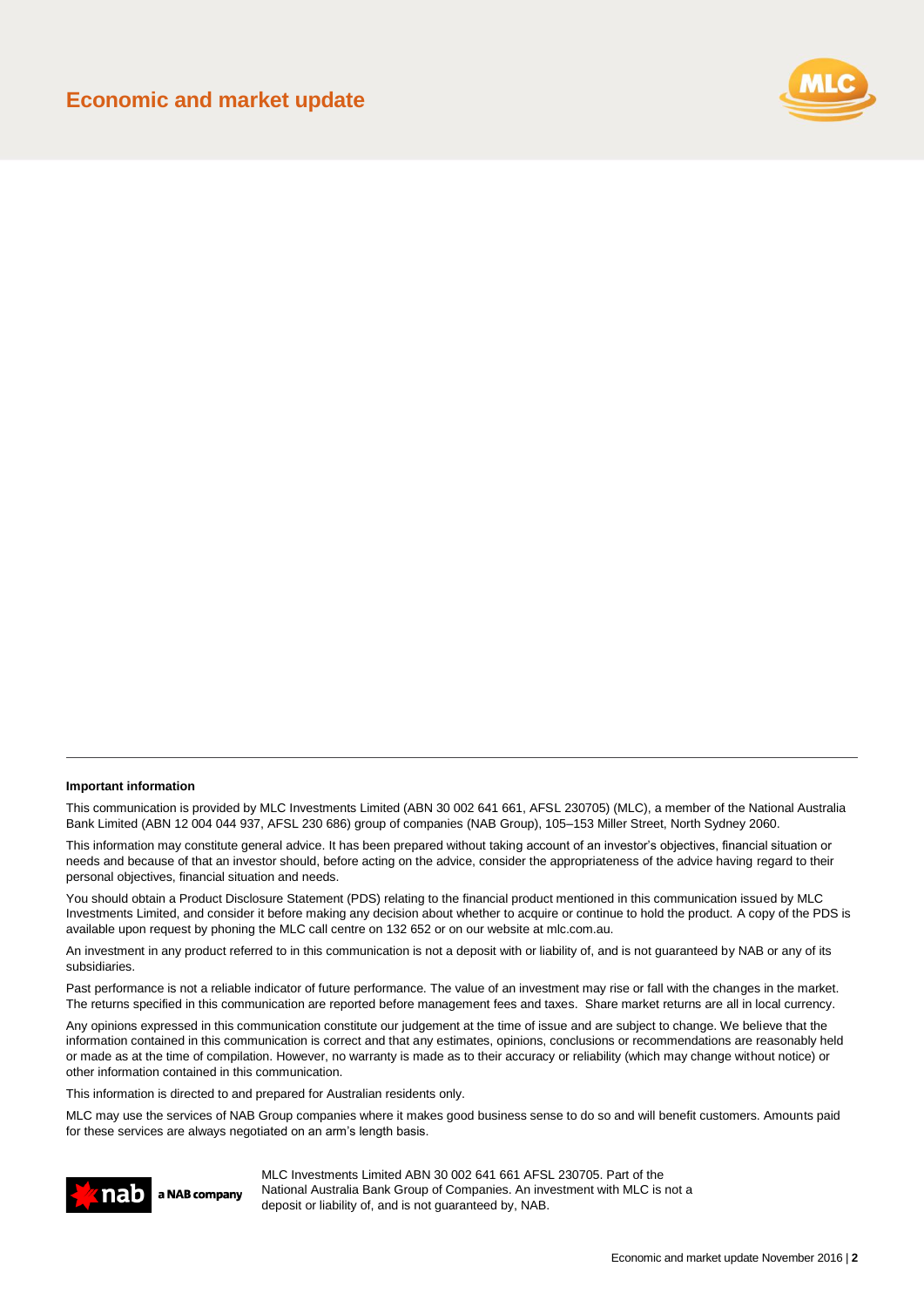**Important information**

This communication is provided by MLC Investments Limited (ABN 30 002 641 661, AFSL 230705) (MLC), a member of the National Australia Bank Limited (ABN 12 004 044 937, AFSL 230 686) group of companies (NAB Group), 105–153 Miller Street, North Sydney 2060.

This information may constitute general advice. It has been prepared without taking account of an investor's objectives, financial situation or needs and because of that an investor should, before acting on the advice, consider the appropriateness of the advice having regard to their personal objectives, financial situation and needs.

You should obtain a Product Disclosure Statement (PDS) relating to the financial product mentioned in this communication issued by MLC Investments Limited, and consider it before making any decision about whether to acquire or continue to hold the product. A copy of the PDS is available upon request by phoning the MLC call centre on 132 652 or on our website at mlc.com.au.

An investment in any product referred to in this communication is not a deposit with or liability of, and is not guaranteed by NAB or any of its subsidiaries.

Past performance is not a reliable indicator of future performance. The value of an investment may rise or fall with the changes in the market. The returns specified in this communication are reported before management fees and taxes. Share market returns are all in local currency.

Any opinions expressed in this communication constitute our judgement at the time of issue and are subject to change. We believe that the information contained in this communication is correct and that any estimates, opinions, conclusions or recommendations are reasonably held or made as at the time of compilation. However, no warranty is made as to their accuracy or reliability (which may change without notice) or other information contained in this communication.

This information is directed to and prepared for Australian residents only.

MLC may use the services of NAB Group companies where it makes good business sense to do so and will benefit customers. Amounts paid for these services are always negotiated on an arm's length basis.

nab a NAB company

MLC Investments Limited ABN 30 002 641 661 AFSL 230705. Part of the National Australia Bank Group of Companies. An investment with MLC is not a deposit or liability of, and is not guaranteed by, NAB.